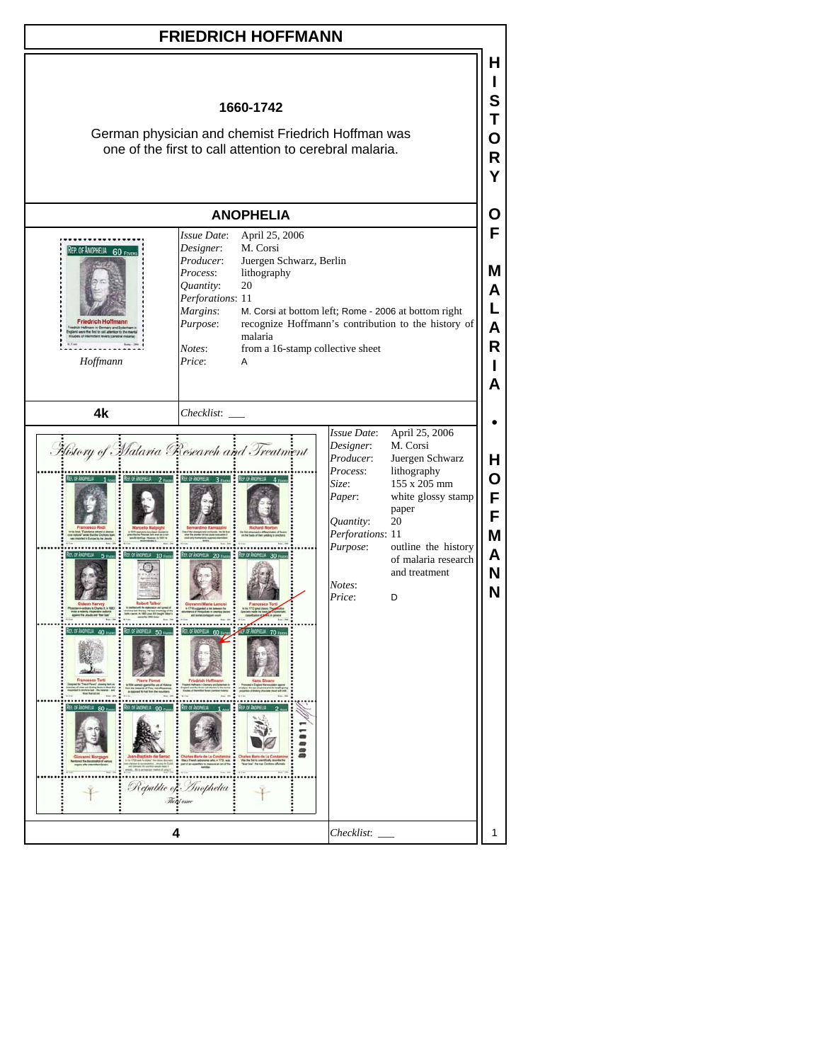# FRIEDRICH HOFFMANN

**1660-1742**

German physician and chemist Friedrich Hoffman was one of the first to call attention to cerebral malaria.

## ANOPHELIA

*Hoffmann*

| | |
|---|---|
| *Issue Date*: | April 25, 2006 |
| *Designer*: | M. Corsi |
| *Producer*: | Juergen Schwarz, Berlin |
| *Process*: | lithography |
| *Quantity*: | 20 |
| *Perforations*: | 11 |
| *Margins*: | M. Corsi at bottom left; Rome - 2006 at bottom right |
| *Purpose*: | recognize Hoffmann's contribution to the history of malaria |
| *Notes*: | from a 16-stamp collective sheet |
| *Price*: | A |

**4k**

*Checklist*: ___

| | |
|---|---|
| *Issue Date*: | April 25, 2006 |
| *Designer*: | M. Corsi |
| *Producer*: | Juergen Schwarz |
| *Process*: | lithography |
| *Size*: | 155 x 205 mm |
| *Paper*: | white glossy stamp paper |
| *Quantity*: | 20 |
| *Perforations*: | 11 |
| *Purpose*: | outline the history of malaria research and treatment |
| *Notes*: | |
| *Price*: | D |

**4**

*Checklist*: ___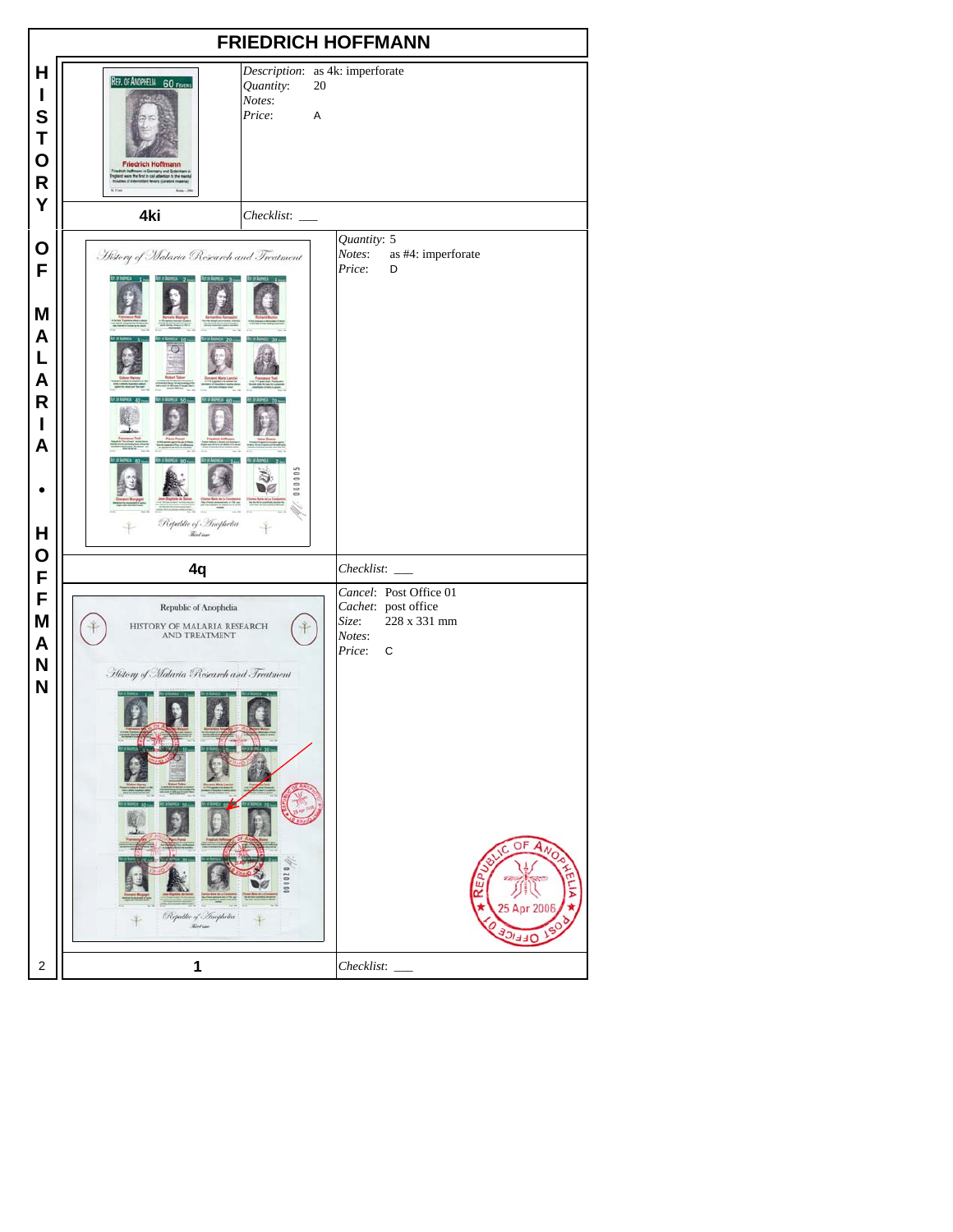# FRIEDRICH HOFFMANN

HISTORY OF MALARIA • HOFFMANN

| | | |
|---|---|---|
| **4ki** | *Description*: as 4k: imperforate<br>*Quantity*: 20<br>*Notes*:<br>*Price*: A | *Checklist*: ___ |
| **4q** | *Quantity*: 5<br>*Notes*: as #4: imperforate<br>*Price*: D | *Checklist*: ___ |
| **1** | *Cancel*: Post Office 01<br>*Cachet*: post office<br>*Size*: 228 x 331 mm<br>*Notes*:<br>*Price*: C | *Checklist*: ___ |